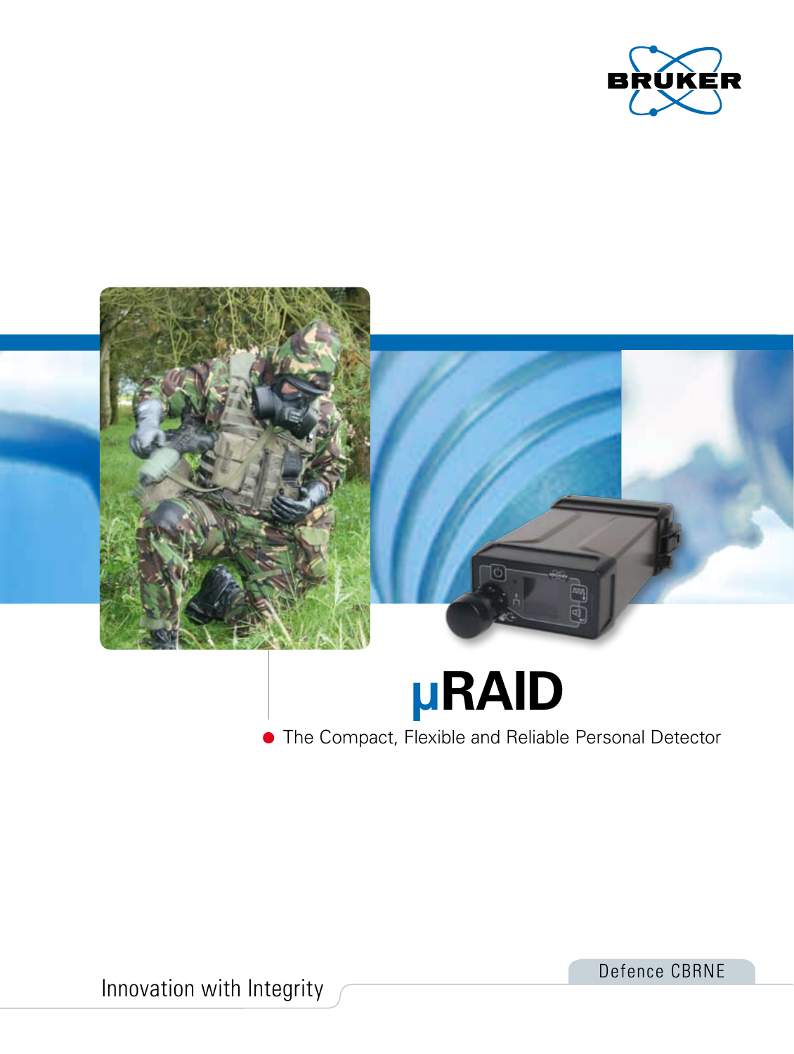BRUKER

# µRAID

The Compact, Flexible and Reliable Personal Detector

Defence CBRNE

Innovation with Integrity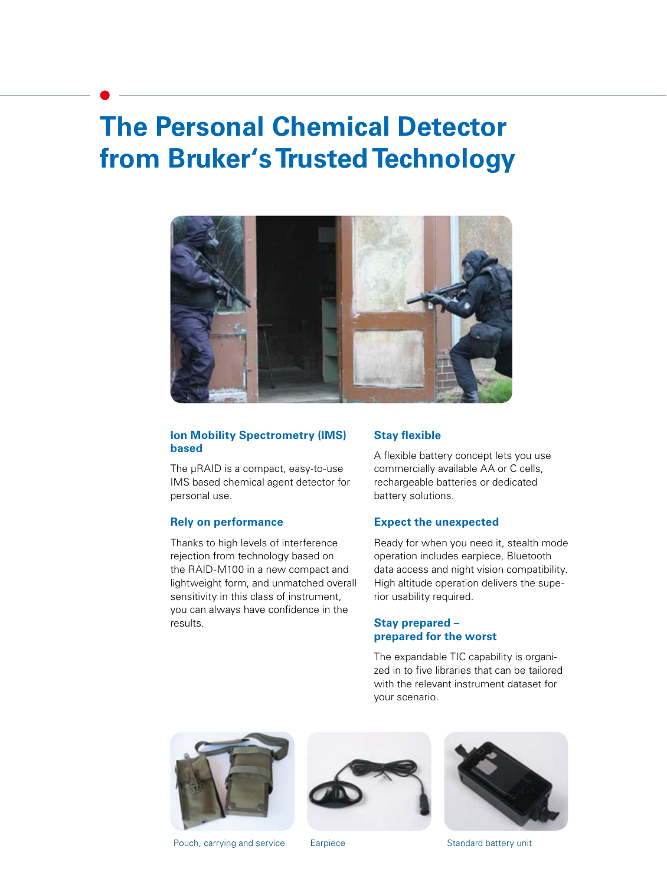# The Personal Chemical Detector from Bruker's Trusted Technology

### Ion Mobility Spectrometry (IMS) based

The µRAID is a compact, easy-to-use IMS based chemical agent detector for personal use.

### Rely on performance

Thanks to high levels of interference rejection from technology based on the RAID-M100 in a new compact and lightweight form, and unmatched overall sensitivity in this class of instrument, you can always have confidence in the results.

### Stay flexible

A flexible battery concept lets you use commercially available AA or C cells, rechargeable batteries or dedicated battery solutions.

### Expect the unexpected

Ready for when you need it, stealth mode operation includes earpiece, Bluetooth data access and night vision compatibility. High altitude operation delivers the superior usability required.

### Stay prepared – prepared for the worst

The expandable TIC capability is organized in to five libraries that can be tailored with the relevant instrument dataset for your scenario.

Pouch, carrying and service

Earpiece

Standard battery unit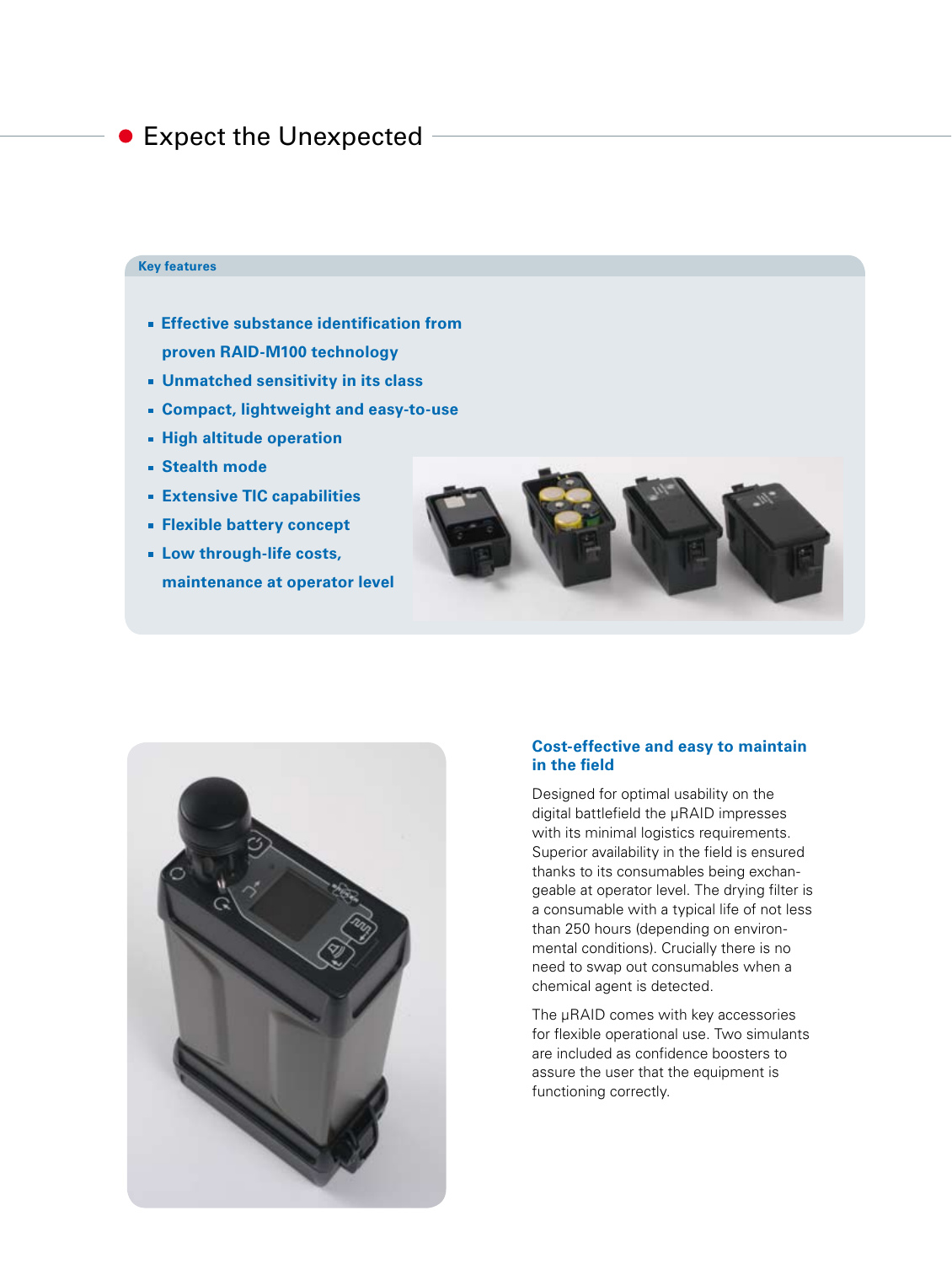## Expect the Unexpected

**Key features**

- **Effective substance identification from proven RAID-M100 technology**
- **Unmatched sensitivity in its class**
- **Compact, lightweight and easy-to-use**
- **High altitude operation**
- **Stealth mode**
- **Extensive TIC capabilities**
- **Flexible battery concept**
- **Low through-life costs, maintenance at operator level**

### Cost-effective and easy to maintain in the field

Designed for optimal usability on the digital battlefield the µRAID impresses with its minimal logistics requirements. Superior availability in the field is ensured thanks to its consumables being exchangeable at operator level. The drying filter is a consumable with a typical life of not less than 250 hours (depending on environmental conditions). Crucially there is no need to swap out consumables when a chemical agent is detected.

The µRAID comes with key accessories for flexible operational use. Two simulants are included as confidence boosters to assure the user that the equipment is functioning correctly.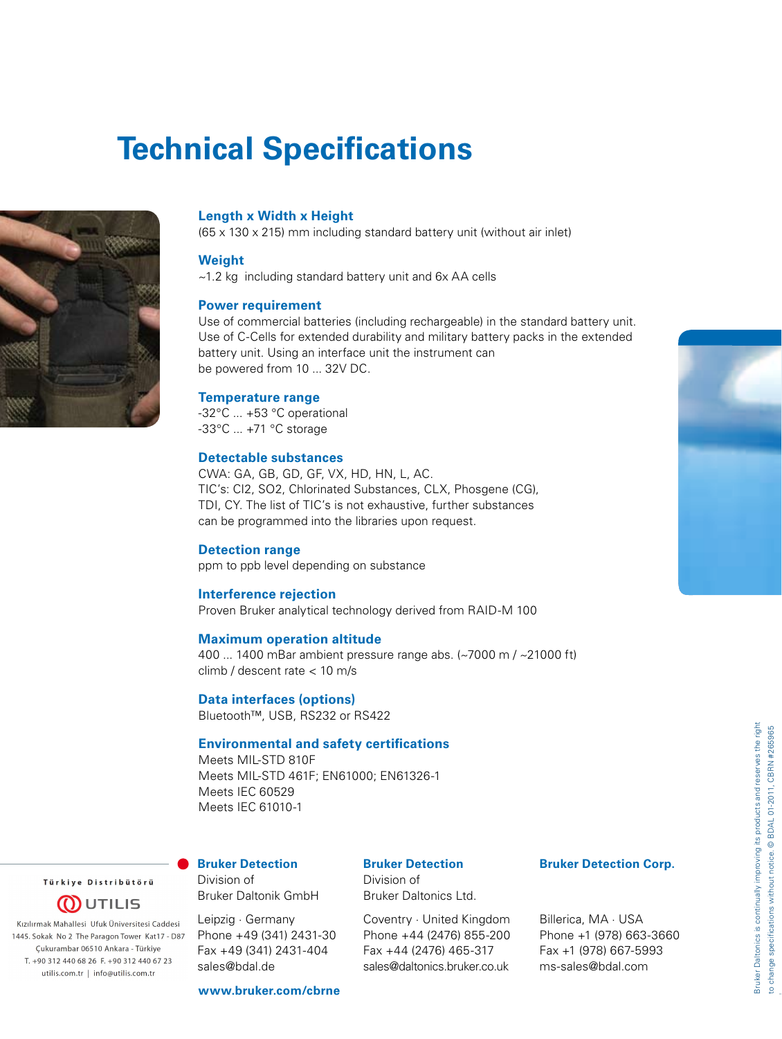# Technical Specifications

### Length x Width x Height

(65 x 130 x 215) mm including standard battery unit (without air inlet)

### Weight

~1.2 kg including standard battery unit and 6x AA cells

### Power requirement

Use of commercial batteries (including rechargeable) in the standard battery unit. Use of C-Cells for extended durability and military battery packs in the extended battery unit. Using an interface unit the instrument can be powered from 10 ... 32V DC.

### Temperature range

-32°C ... +53 °C operational
-33°C ... +71 °C storage

### Detectable substances

CWA: GA, GB, GD, GF, VX, HD, HN, L, AC.
TIC's: Cl2, SO2, Chlorinated Substances, CLX, Phosgene (CG), TDI, CY. The list of TIC's is not exhaustive, further substances can be programmed into the libraries upon request.

### Detection range

ppm to ppb level depending on substance

### Interference rejection

Proven Bruker analytical technology derived from RAID-M 100

### Maximum operation altitude

400 ... 1400 mBar ambient pressure range abs. (~7000 m / ~21000 ft)
climb / descent rate < 10 m/s

### Data interfaces (options)

Bluetooth™, USB, RS232 or RS422

### Environmental and safety certifications

Meets MIL-STD 810F
Meets MIL-STD 461F; EN61000; EN61326-1
Meets IEC 60529
Meets IEC 61010-1

**Türkiye Distribütörü**

UTILIS

Kızılırmak Mahallesi Ufuk Üniversitesi Caddesi
1445. Sokak No 2 The Paragon Tower Kat17 - D87
Çukurambar 06510 Ankara - Türkiye
T. +90 312 440 68 26 F. +90 312 440 67 23
utilis.com.tr | info@utilis.com.tr

**Bruker Detection**
Division of
Bruker Daltonik GmbH

Leipzig · Germany
Phone +49 (341) 2431-30
Fax +49 (341) 2431-404
sales@bdal.de

**Bruker Detection**
Division of
Bruker Daltonics Ltd.

Coventry · United Kingdom
Phone +44 (2476) 855-200
Fax +44 (2476) 465-317
sales@daltonics.bruker.co.uk

**Bruker Detection Corp.**

Billerica, MA · USA
Phone +1 (978) 663-3660
Fax +1 (978) 667-5993
ms-sales@bdal.com

**www.bruker.com/cbrne**

Bruker Daltonics is continually improving its products and reserves the right to change specifications without notice. © BDAL 01-2011, CBRN #265965